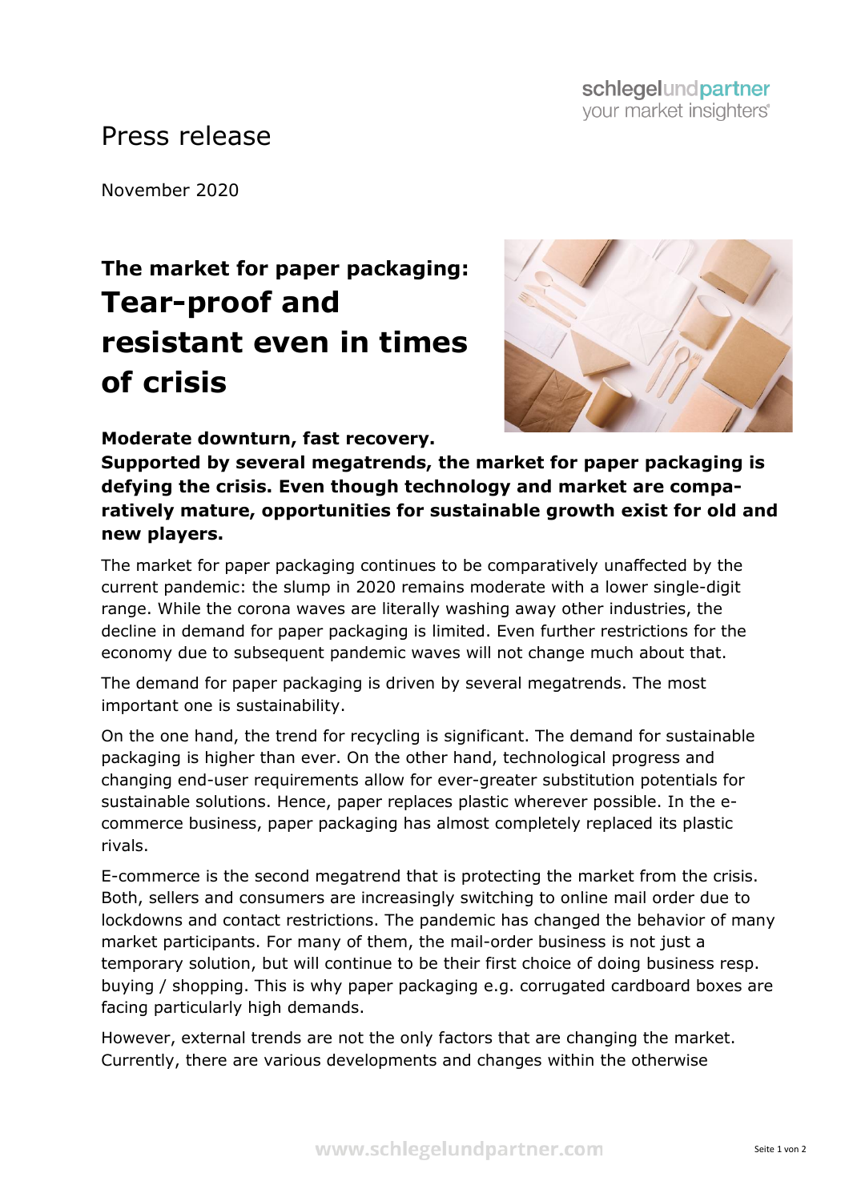Press release

November 2020

# The market for paper packaging: Tear-proof and resistant even in times of crisis

**Moderate downturn, fast recovery.**
**Supported by several megatrends, the market for paper packaging is defying the crisis. Even though technology and market are comparatively mature, opportunities for sustainable growth exist for old and new players.**

The market for paper packaging continues to be comparatively unaffected by the current pandemic: the slump in 2020 remains moderate with a lower single-digit range. While the corona waves are literally washing away other industries, the decline in demand for paper packaging is limited. Even further restrictions for the economy due to subsequent pandemic waves will not change much about that.

The demand for paper packaging is driven by several megatrends. The most important one is sustainability.

On the one hand, the trend for recycling is significant. The demand for sustainable packaging is higher than ever. On the other hand, technological progress and changing end-user requirements allow for ever-greater substitution potentials for sustainable solutions. Hence, paper replaces plastic wherever possible. In the e-commerce business, paper packaging has almost completely replaced its plastic rivals.

E-commerce is the second megatrend that is protecting the market from the crisis. Both, sellers and consumers are increasingly switching to online mail order due to lockdowns and contact restrictions. The pandemic has changed the behavior of many market participants. For many of them, the mail-order business is not just a temporary solution, but will continue to be their first choice of doing business resp. buying / shopping. This is why paper packaging e.g. corrugated cardboard boxes are facing particularly high demands.

However, external trends are not the only factors that are changing the market. Currently, there are various developments and changes within the otherwise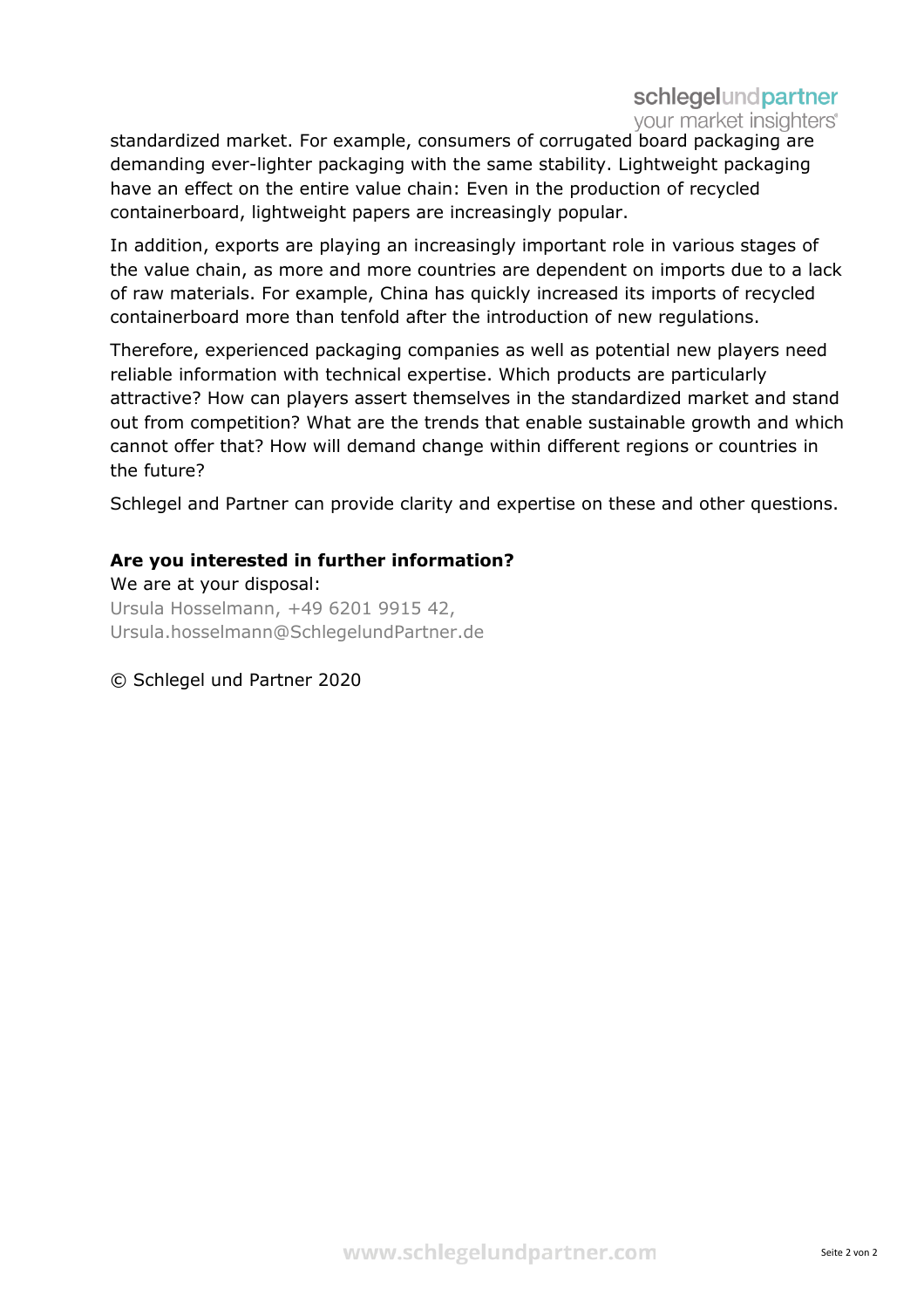standardized market. For example, consumers of corrugated board packaging are demanding ever-lighter packaging with the same stability. Lightweight packaging have an effect on the entire value chain: Even in the production of recycled containerboard, lightweight papers are increasingly popular.

In addition, exports are playing an increasingly important role in various stages of the value chain, as more and more countries are dependent on imports due to a lack of raw materials. For example, China has quickly increased its imports of recycled containerboard more than tenfold after the introduction of new regulations.

Therefore, experienced packaging companies as well as potential new players need reliable information with technical expertise. Which products are particularly attractive? How can players assert themselves in the standardized market and stand out from competition? What are the trends that enable sustainable growth and which cannot offer that? How will demand change within different regions or countries in the future?

Schlegel and Partner can provide clarity and expertise on these and other questions.

**Are you interested in further information?**

We are at your disposal:
Ursula Hosselmann, +49 6201 9915 42,
Ursula.hosselmann@SchlegelundPartner.de

© Schlegel und Partner 2020